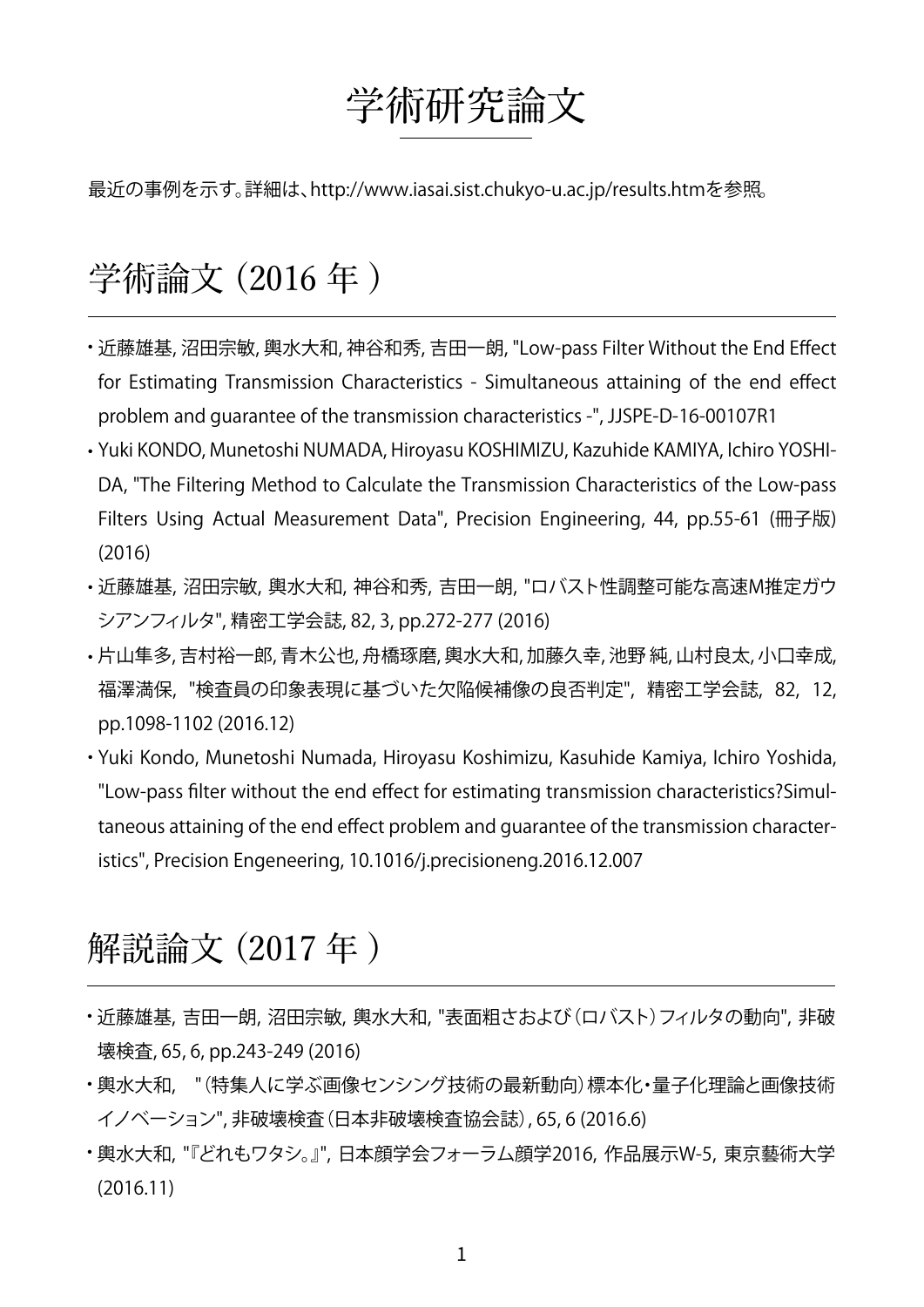# 学術研究論文

最近の事例を示す。詳細は、http://www.iasai.sist.chukyo-u.ac.jp/results.htmを参照。

## 学術論文 (2016 年 )

- 近藤雄基, 沼田宗敏, 輿水大和, 神谷和秀, 吉田一朗, "Low-pass Filter Without the End Effect for Estimating Transmission Characteristics - Simultaneous attaining of the end effect problem and guarantee of the transmission characteristics -", JJSPE-D-16-00107R1
- Yuki KONDO, Munetoshi NUMADA, Hiroyasu KOSHIMIZU, Kazuhide KAMIYA, Ichiro YOSHIDA, "The Filtering Method to Calculate the Transmission Characteristics of the Low-pass Filters Using Actual Measurement Data", Precision Engineering, 44, pp.55-61 (冊子版) (2016)
- 近藤雄基, 沼田宗敏, 輿水大和, 神谷和秀, 吉田一朗, "ロバスト性調整可能な高速M推定ガウシアンフィルタ", 精密工学会誌, 82, 3, pp.272-277 (2016)
- 片山隼多, 吉村裕一郎, 青木公也, 舟橋琢磨, 輿水大和, 加藤久幸, 池野 純, 山村良太, 小口幸成, 福澤満保, "検査員の印象表現に基づいた欠陥候補像の良否判定", 精密工学会誌, 82, 12, pp.1098-1102 (2016.12)
- Yuki Kondo, Munetoshi Numada, Hiroyasu Koshimizu, Kasuhide Kamiya, Ichiro Yoshida, "Low-pass filter without the end effect for estimating transmission characteristics?Simultaneous attaining of the end effect problem and guarantee of the transmission characteristics", Precision Engeneering, 10.1016/j.precisioneng.2016.12.007

## 解説論文 (2017 年 )

- 近藤雄基, 吉田一朗, 沼田宗敏, 輿水大和, "表面粗さおよび(ロバスト)フィルタの動向", 非破壊検査, 65, 6, pp.243-249 (2016)
- 輿水大和, "(特集人に学ぶ画像センシング技術の最新動向)標本化・量子化理論と画像技術イノベーション", 非破壊検査(日本非破壊検査協会誌), 65, 6 (2016.6)
- 輿水大和, "『どれもワタシ。』", 日本顔学会フォーラム顔学2016, 作品展示W-5, 東京藝術大学 (2016.11)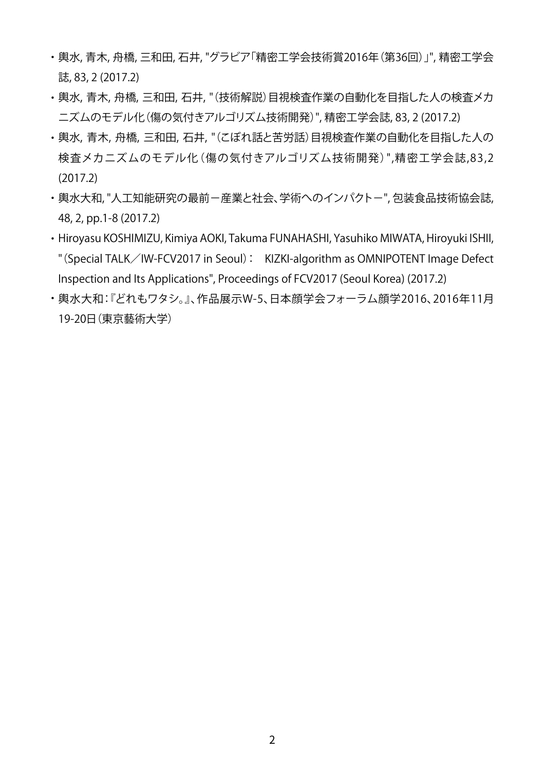- 輿水, 青木, 舟橋, 三和田, 石井, "グラビア「精密工学会技術賞2016年（第36回）」", 精密工学会誌, 83, 2 (2017.2)
- 輿水, 青木, 舟橋, 三和田, 石井, "（技術解説）目視検査作業の自動化を目指した人の検査メカニズムのモデル化（傷の気付きアルゴリズム技術開発）", 精密工学会誌, 83, 2 (2017.2)
- 輿水, 青木, 舟橋, 三和田, 石井, "（こぼれ話と苦労話）目視検査作業の自動化を目指した人の検査メカニズムのモデル化（傷の気付きアルゴリズム技術開発）",精密工学会誌,83,2 (2017.2)
- 輿水大和, "人工知能研究の最前－産業と社会、学術へのインパクト－", 包装食品技術協会誌, 48, 2, pp.1-8 (2017.2)
- Hiroyasu KOSHIMIZU, Kimiya AOKI, Takuma FUNAHASHI, Yasuhiko MIWATA, Hiroyuki ISHII, "（Special TALK／IW-FCV2017 in Seoul）：　KIZKI-algorithm as OMNIPOTENT Image Defect Inspection and Its Applications", Proceedings of FCV2017 (Seoul Korea) (2017.2)
- 輿水大和：『どれもワタシ。』、作品展示W-5、日本顔学会フォーラム顔学2016、2016年11月19-20日（東京藝術大学）